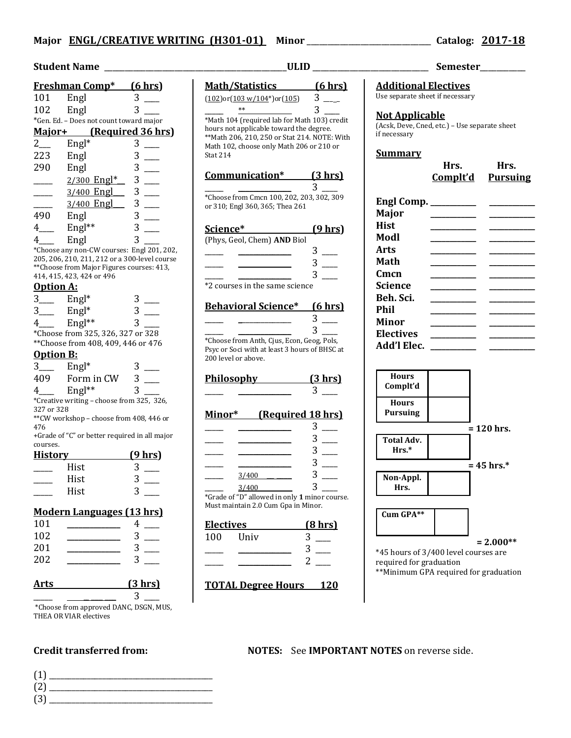**Major** **ENGL/CREATIVE WRITING (H301-01)** **Minor** ______________________ **Catalog:** **2017-18**

**Student Name** ______________________________ **ULID** ____________________ **Semester** __________

## Freshman Comp* (6 hrs)

| | | | |
|---|---|---|---|
| 101 | Engl | 3 | ___ |
| 102 | Engl | 3 | ___ |

*Gen. Ed. – Does not count toward major

## Major+ (Required 36 hrs)

| | | | |
|---|---|---|---|
| 2___ | Engl* | 3 | ___ |
| 223 | Engl | 3 | ___ |
| 290 | Engl | 3 | ___ |
| ____ | 2/300 Engl*__ | 3 | ___ |
| ____ | 3/400 Engl___ | 3 | ___ |
| ____ | 3/400 Engl___ | 3 | ___ |
| 490 | Engl | 3 | ___ |
| 4___ | Engl** | 3 | ___ |
| 4___ | Engl | 3 | ___ |

*Choose any non-CW courses: Engl 201, 202, 205, 206, 210, 211, 212 or a 300-level course
**Choose from Major Figures courses: 413, 414, 415, 423, 424 or 496

### Option A:

| | | | |
|---|---|---|---|
| 3___ | Engl* | 3 | ___ |
| 3___ | Engl* | 3 | ___ |
| 4___ | Engl** | 3 | ___ |

*Choose from 325, 326, 327 or 328
**Choose from 408, 409, 446 or 476

### Option B:

| | | | |
|---|---|---|---|
| 3___ | Engl* | 3 | ___ |
| 409 | Form in CW | 3 | ___ |
| 4___ | Engl** | 3 | ___ |

*Creative writing – choose from 325, 326, 327 or 328
**CW workshop – choose from 408, 446 or 476
+Grade of "C" or better required in all major courses.

## History (9 hrs)

| | | | |
|---|---|---|---|
| ____ | Hist | 3 | ___ |
| ____ | Hist | 3 | ___ |
| ____ | Hist | 3 | ___ |

## Modern Languages (13 hrs)

| | | | |
|---|---|---|---|
| 101 | __________ | 4 | ___ |
| 102 | __________ | 3 | ___ |
| 201 | __________ | 3 | ___ |
| 202 | __________ | 3 | ___ |

## Arts (3 hrs)

| | | | |
|---|---|---|---|
| ____ | __________ | 3 | ___ |

*Choose from approved DANC, DSGN, MUS, THEA OR VIAR electives

## Math/Statistics (6 hrs)

| | | |
|---|---|---|
| (102)or(103 w/104*)or(105) | 3 | ___ |
| ____ ** __________ | 3 | ___ |

*Math 104 (required lab for Math 103) credit hours not applicable toward the degree.
**Math 206, 210, 250 or Stat 214. NOTE: With Math 102, choose only Math 206 or 210 or Stat 214

## Communication* (3 hrs)

| | | | |
|---|---|---|---|
| ____ | __________ | 3 | ___ |

*Choose from Cmcn 100, 202, 203, 302, 309 or 310; Engl 360, 365; Thea 261

## Science* (9 hrs)

(Phys, Geol, Chem) **AND** Biol

| | | | |
|---|---|---|---|
| ____ | __________ | 3 | ___ |
| ____ | __________ | 3 | ___ |
| ____ | __________ | 3 | ___ |

*2 courses in the same science

## Behavioral Science* (6 hrs)

| | | | |
|---|---|---|---|
| ____ | __________ | 3 | ___ |
| ____ | __________ | 3 | ___ |

*Choose from Anth, Cjus, Econ, Geog, Pols, Psyc or Soci with at least 3 hours of BHSC at 200 level or above.

## Philosophy (3 hrs)

| | | | |
|---|---|---|---|
| ____ | __________ | 3 | ___ |

## Minor* (Required 18 hrs)

| | | | |
|---|---|---|---|
| ____ | __________ | 3 | ___ |
| ____ | __________ | 3 | ___ |
| ____ | __________ | 3 | ___ |
| ____ | __________ | 3 | ___ |
| ____ | 3/400 ______ | 3 | ___ |
| ____ | 3/400 ______ | 3 | ___ |

*Grade of "D" allowed in only **1** minor course. Must maintain 2.0 Cum Gpa in Minor.

## Electives (8 hrs)

| | | | |
|---|---|---|---|
| 100 | Univ | 3 | ___ |
| ____ | __________ | 3 | ___ |
| ____ | __________ | 2 | ___ |

**TOTAL Degree Hours 120**

## Additional Electives

Use separate sheet if necessary

## Not Applicable

(Acsk, Deve, Cned, etc.) – Use separate sheet if necessary

## Summary

| | Hrs. Complt'd | Hrs. Pursuing |
|---|---|---|
| Engl Comp. | ______ | ______ |
| Major | ______ | ______ |
| Hist | ______ | ______ |
| Modl | ______ | ______ |
| Arts | ______ | ______ |
| Math | ______ | ______ |
| Cmcn | ______ | ______ |
| Science | ______ | ______ |
| Beh. Sci. | ______ | ______ |
| Phil | ______ | ______ |
| Minor | ______ | ______ |
| Electives | ______ | ______ |
| Add'l Elec. | ______ | ______ |

| | |
|---|---|
| **Hours Complt'd** | |
| **Hours Pursuing** | |

**= 120 hrs.**

| | |
|---|---|
| **Total Adv. Hrs.*** | |

**= 45 hrs.***

| | |
|---|---|
| **Non-Appl. Hrs.** | |

| | |
|---|---|
| **Cum GPA**** | |

**= 2.000****

*45 hours of 3/400 level courses are required for graduation
**Minimum GPA required for graduation

**Credit transferred from:**

(1) ______________________________
(2) ______________________________
(3) ______________________________

**NOTES:** See **IMPORTANT NOTES** on reverse side.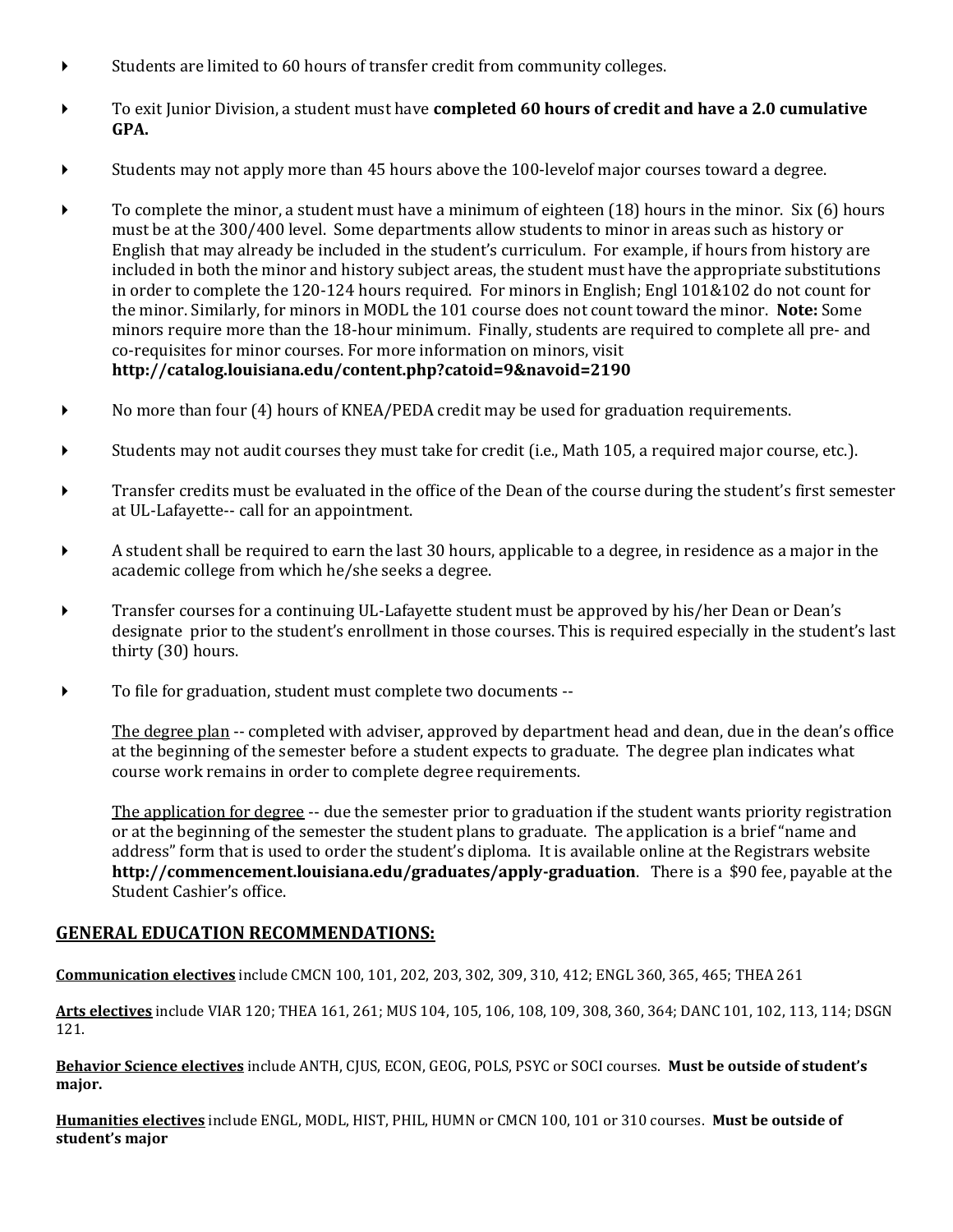- Students are limited to 60 hours of transfer credit from community colleges.
- To exit Junior Division, a student must have **completed 60 hours of credit and have a 2.0 cumulative GPA.**
- Students may not apply more than 45 hours above the 100-levelof major courses toward a degree.
- To complete the minor, a student must have a minimum of eighteen (18) hours in the minor. Six (6) hours must be at the 300/400 level. Some departments allow students to minor in areas such as history or English that may already be included in the student's curriculum. For example, if hours from history are included in both the minor and history subject areas, the student must have the appropriate substitutions in order to complete the 120-124 hours required. For minors in English; Engl 101&102 do not count for the minor. Similarly, for minors in MODL the 101 course does not count toward the minor. **Note:** Some minors require more than the 18-hour minimum. Finally, students are required to complete all pre- and co-requisites for minor courses. For more information on minors, visit **http://catalog.louisiana.edu/content.php?catoid=9&navoid=2190**
- No more than four (4) hours of KNEA/PEDA credit may be used for graduation requirements.
- Students may not audit courses they must take for credit (i.e., Math 105, a required major course, etc.).
- Transfer credits must be evaluated in the office of the Dean of the course during the student's first semester at UL-Lafayette-- call for an appointment.
- A student shall be required to earn the last 30 hours, applicable to a degree, in residence as a major in the academic college from which he/she seeks a degree.
- Transfer courses for a continuing UL-Lafayette student must be approved by his/her Dean or Dean's designate prior to the student's enrollment in those courses. This is required especially in the student's last thirty (30) hours.
- To file for graduation, student must complete two documents --

  The degree plan -- completed with adviser, approved by department head and dean, due in the dean's office at the beginning of the semester before a student expects to graduate. The degree plan indicates what course work remains in order to complete degree requirements.

  The application for degree -- due the semester prior to graduation if the student wants priority registration or at the beginning of the semester the student plans to graduate. The application is a brief "name and address" form that is used to order the student's diploma. It is available online at the Registrars website **http://commencement.louisiana.edu/graduates/apply-graduation**. There is a $90 fee, payable at the Student Cashier's office.

## GENERAL EDUCATION RECOMMENDATIONS:

**Communication electives** include CMCN 100, 101, 202, 203, 302, 309, 310, 412; ENGL 360, 365, 465; THEA 261

**Arts electives** include VIAR 120; THEA 161, 261; MUS 104, 105, 106, 108, 109, 308, 360, 364; DANC 101, 102, 113, 114; DSGN 121.

**Behavior Science electives** include ANTH, CJUS, ECON, GEOG, POLS, PSYC or SOCI courses. **Must be outside of student's major.**

**Humanities electives** include ENGL, MODL, HIST, PHIL, HUMN or CMCN 100, 101 or 310 courses. **Must be outside of student's major**